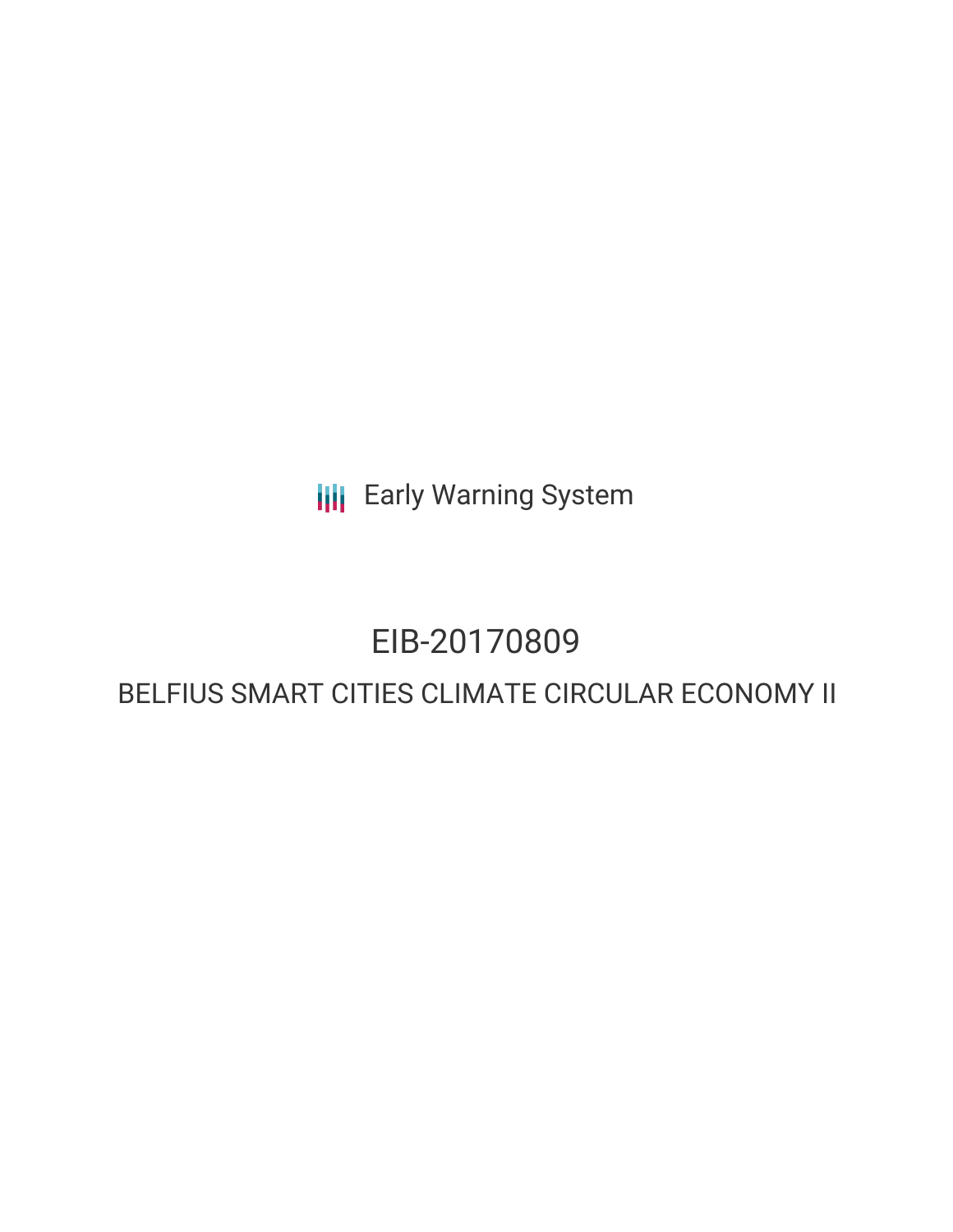Early Warning System

# EIB-20170809

## BELFIUS SMART CITIES CLIMATE CIRCULAR ECONOMY II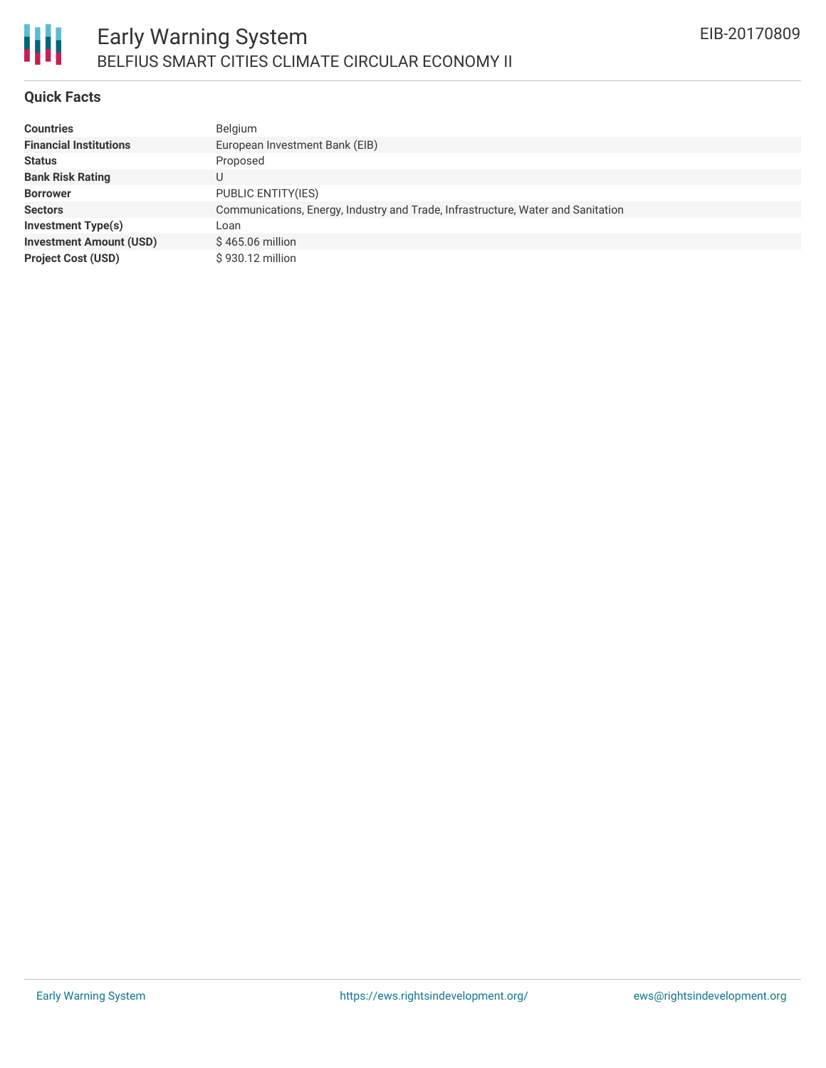# Early Warning System

## BELFIUS SMART CITIES CLIMATE CIRCULAR ECONOMY II

EIB-20170809

### Quick Facts

| | |
|---|---|
| **Countries** | Belgium |
| **Financial Institutions** | European Investment Bank (EIB) |
| **Status** | Proposed |
| **Bank Risk Rating** | U |
| **Borrower** | PUBLIC ENTITY(IES) |
| **Sectors** | Communications, Energy, Industry and Trade, Infrastructure, Water and Sanitation |
| **Investment Type(s)** | Loan |
| **Investment Amount (USD)** | $ 465.06 million |
| **Project Cost (USD)** | $ 930.12 million |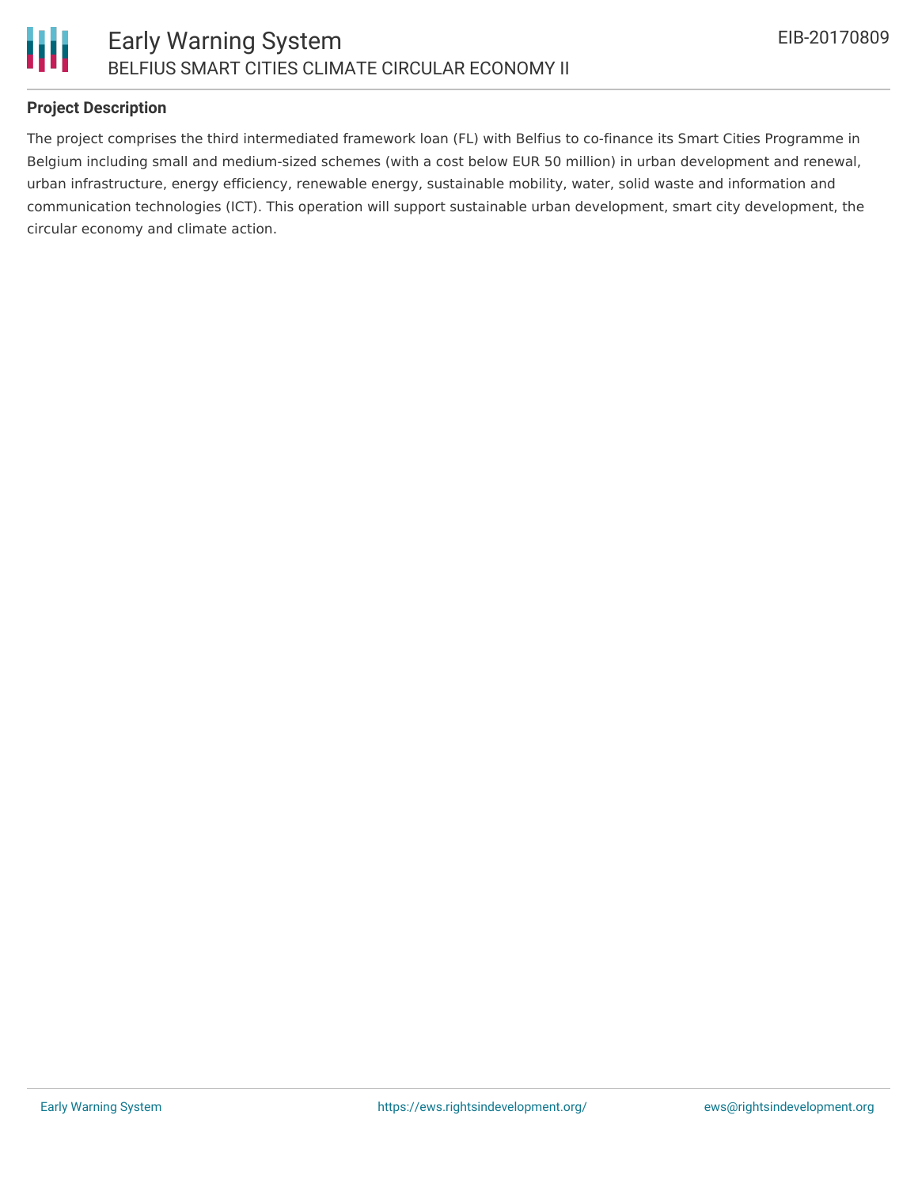**Project Description**

The project comprises the third intermediated framework loan (FL) with Belfius to co-finance its Smart Cities Programme in Belgium including small and medium-sized schemes (with a cost below EUR 50 million) in urban development and renewal, urban infrastructure, energy efficiency, renewable energy, sustainable mobility, water, solid waste and information and communication technologies (ICT). This operation will support sustainable urban development, smart city development, the circular economy and climate action.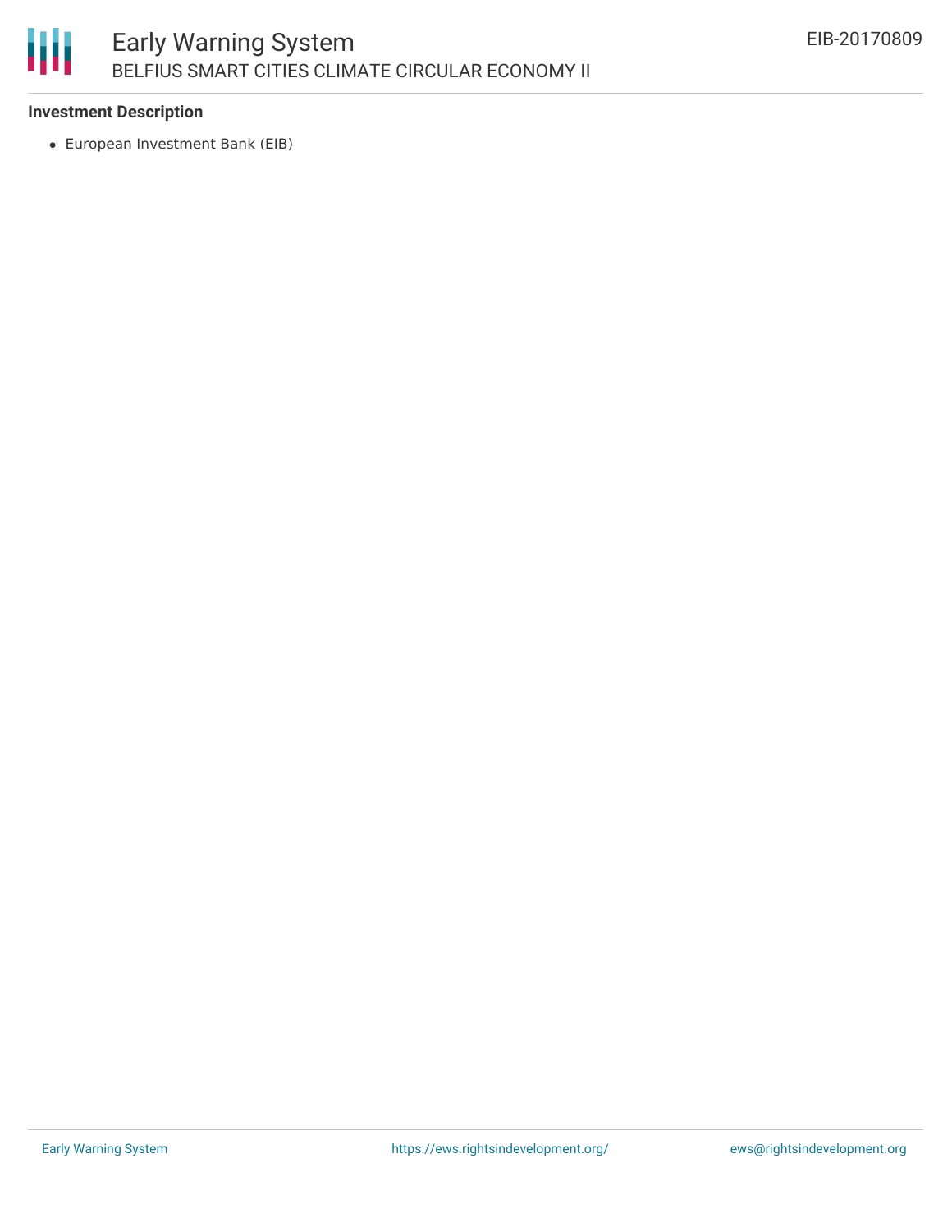## Investment Description

- European Investment Bank (EIB)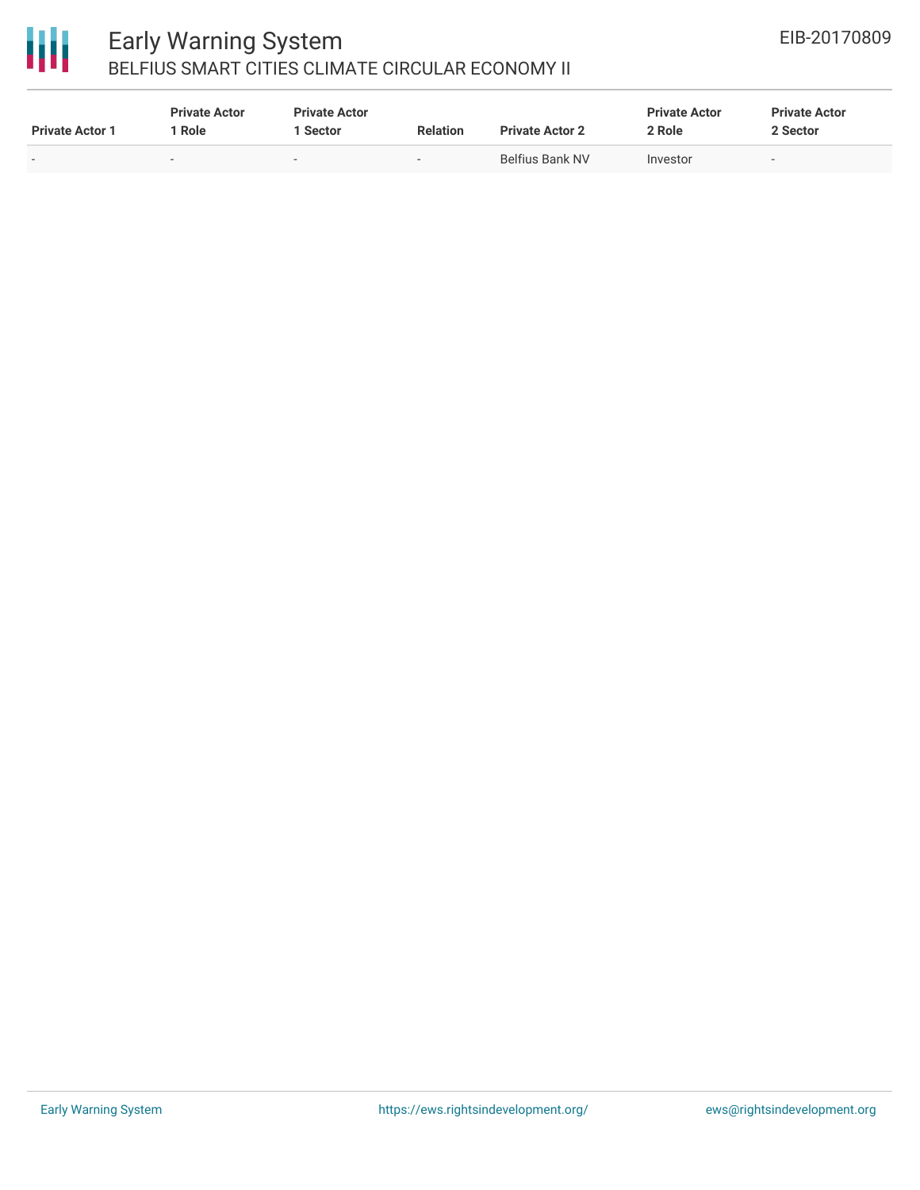| Private Actor 1 | Private Actor 1 Role | Private Actor 1 Sector | Relation | Private Actor 2 | Private Actor 2 Role | Private Actor 2 Sector |
|---|---|---|---|---|---|---|
| - | - | - | - | Belfius Bank NV | Investor | - |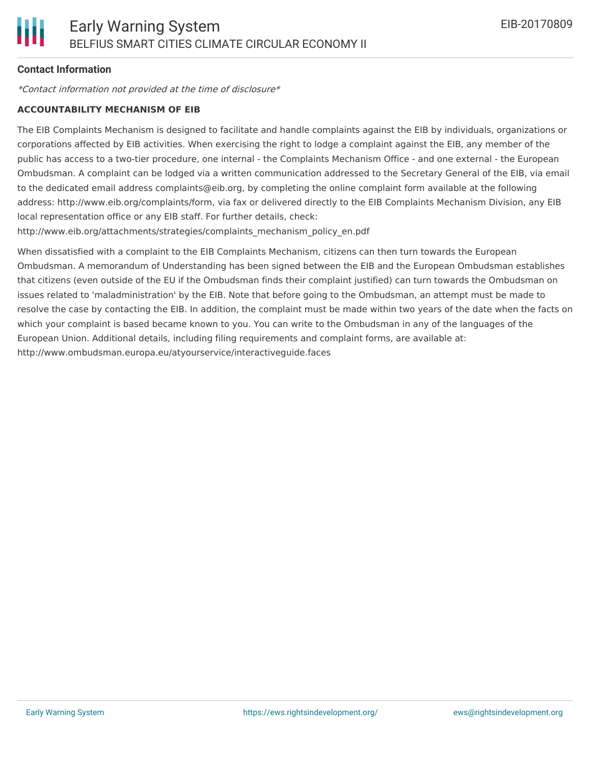#### Contact Information

*\*Contact information not provided at the time of disclosure\**

**ACCOUNTABILITY MECHANISM OF EIB**

The EIB Complaints Mechanism is designed to facilitate and handle complaints against the EIB by individuals, organizations or corporations affected by EIB activities. When exercising the right to lodge a complaint against the EIB, any member of the public has access to a two-tier procedure, one internal - the Complaints Mechanism Office - and one external - the European Ombudsman. A complaint can be lodged via a written communication addressed to the Secretary General of the EIB, via email to the dedicated email address complaints@eib.org, by completing the online complaint form available at the following address: http://www.eib.org/complaints/form, via fax or delivered directly to the EIB Complaints Mechanism Division, any EIB local representation office or any EIB staff. For further details, check: http://www.eib.org/attachments/strategies/complaints_mechanism_policy_en.pdf

When dissatisfied with a complaint to the EIB Complaints Mechanism, citizens can then turn towards the European Ombudsman. A memorandum of Understanding has been signed between the EIB and the European Ombudsman establishes that citizens (even outside of the EU if the Ombudsman finds their complaint justified) can turn towards the Ombudsman on issues related to 'maladministration' by the EIB. Note that before going to the Ombudsman, an attempt must be made to resolve the case by contacting the EIB. In addition, the complaint must be made within two years of the date when the facts on which your complaint is based became known to you. You can write to the Ombudsman in any of the languages of the European Union. Additional details, including filing requirements and complaint forms, are available at: http://www.ombudsman.europa.eu/atyourservice/interactiveguide.faces